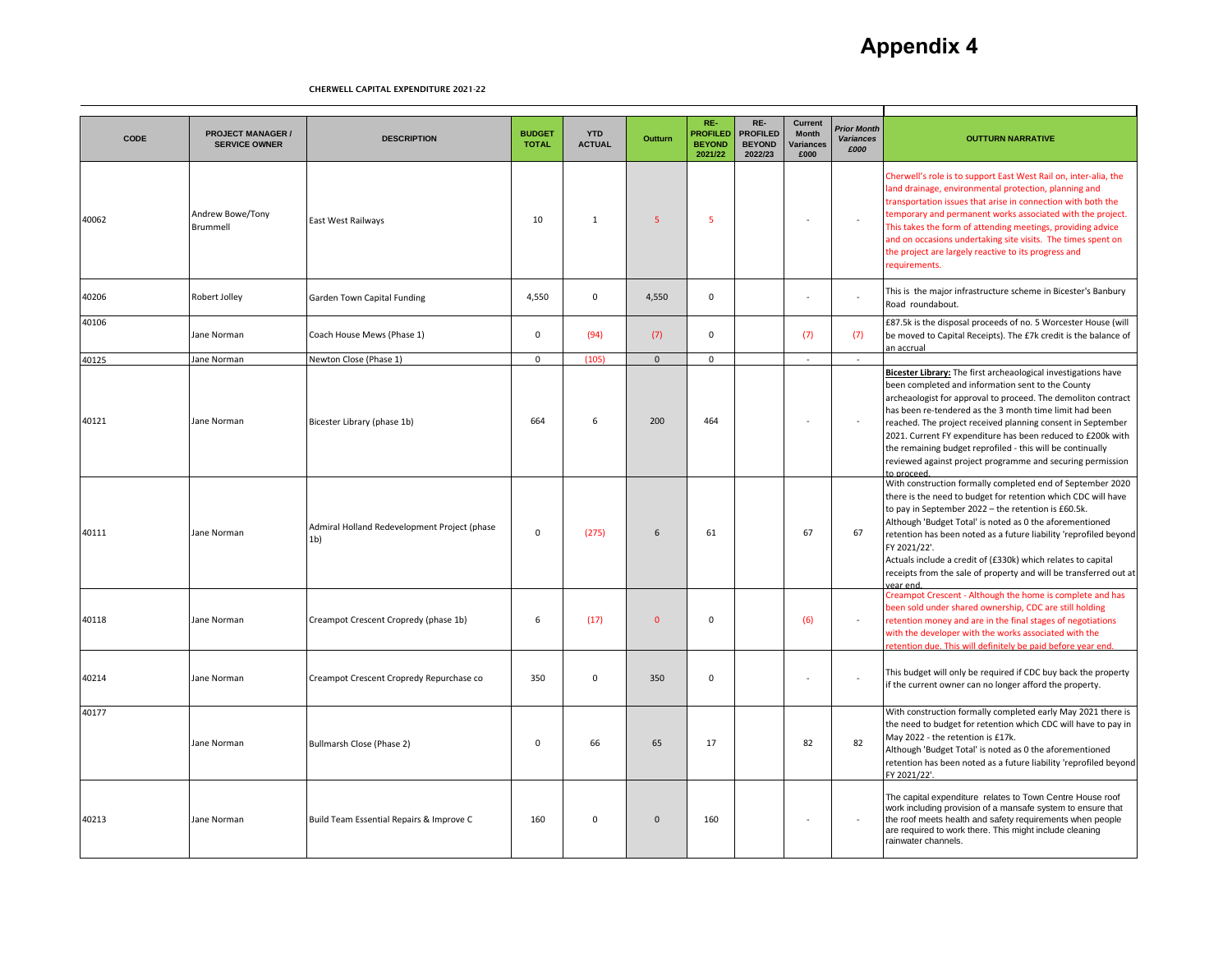# Appendix 4

**CHERWELL CAPITAL EXPENDITURE 2021-22**

| CODE | PROJECT MANAGER / SERVICE OWNER | DESCRIPTION | BUDGET TOTAL | YTD ACTUAL | Outturn | RE-PROFILED BEYOND 2021/22 | RE-PROFILED BEYOND 2022/23 | Current Month Variances £000 | *Prior Month Variances £000* | OUTTURN NARRATIVE |
|---|---|---|---|---|---|---|---|---|---|---|
| 40062 | Andrew Bowe/Tony Brummell | East West Railways | 10 | 1 | 5 | 5 | | - | - | Cherwell's role is to support East West Rail on, inter-alia, the land drainage, environmental protection, planning and transportation issues that arise in connection with both the temporary and permanent works associated with the project. This takes the form of attending meetings, providing advice and on occasions undertaking site visits. The times spent on the project are largely reactive to its progress and requirements. |
| 40206 | Robert Jolley | Garden Town Capital Funding | 4,550 | 0 | 4,550 | 0 | | - | - | This is the major infrastructure scheme in Bicester's Banbury Road roundabout. |
| 40106 | Jane Norman | Coach House Mews (Phase 1) | 0 | (94) | (7) | 0 | | (7) | (7) | £87.5k is the disposal proceeds of no. 5 Worcester House (will be moved to Capital Receipts). The £7k credit is the balance of an accrual |
| 40125 | Jane Norman | Newton Close (Phase 1) | 0 | (105) | 0 | 0 | | - | - | |
| 40121 | Jane Norman | Bicester Library (phase 1b) | 664 | 6 | 200 | 464 | | - | - | **Bicester Library:** The first archeaological investigations have been completed and information sent to the County archeaologist for approval to proceed. The demoliton contract has been re-tendered as the 3 month time limit had been reached. The project received planning consent in September 2021. Current FY expenditure has been reduced to £200k with the remaining budget reprofiled - this will be continually reviewed against project programme and securing permission to proceed. |
| 40111 | Jane Norman | Admiral Holland Redevelopment Project (phase 1b) | 0 | (275) | 6 | 61 | | 67 | 67 | With construction formally completed end of September 2020 there is the need to budget for retention which CDC will have to pay in September 2022 – the retention is £60.5k. Although 'Budget Total' is noted as 0 the aforementioned retention has been noted as a future liability 'reprofiled beyond FY 2021/22'. Actuals include a credit of (£330k) which relates to capital receipts from the sale of property and will be transferred out at year end. |
| 40118 | Jane Norman | Creampot Crescent Cropredy (phase 1b) | 6 | (17) | 0 | 0 | | (6) | - | Creampot Crescent - Although the home is complete and has been sold under shared ownership, CDC are still holding retention money and are in the final stages of negotiations with the developer with the works associated with the retention due. This will definitely be paid before year end. |
| 40214 | Jane Norman | Creampot Crescent Cropredy Repurchase co | 350 | 0 | 350 | 0 | | - | - | This budget will only be required if CDC buy back the property if the current owner can no longer afford the property. |
| 40177 | Jane Norman | Bullmarsh Close (Phase 2) | 0 | 66 | 65 | 17 | | 82 | 82 | With construction formally completed early May 2021 there is the need to budget for retention which CDC will have to pay in May 2022 - the retention is £17k. Although 'Budget Total' is noted as 0 the aforementioned retention has been noted as a future liability 'reprofiled beyond FY 2021/22'. |
| 40213 | Jane Norman | Build Team Essential Repairs & Improve C | 160 | 0 | 0 | 160 | | - | - | The capital expenditure relates to Town Centre House roof work including provision of a mansafe system to ensure that the roof meets health and safety requirements when people are required to work there. This might include cleaning rainwater channels. |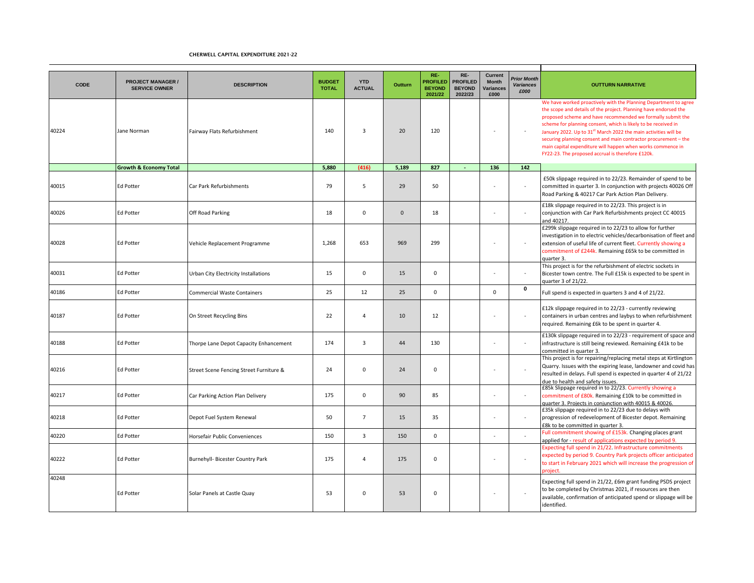CHERWELL CAPITAL EXPENDITURE 2021-22

| CODE | PROJECT MANAGER / SERVICE OWNER | DESCRIPTION | BUDGET TOTAL | YTD ACTUAL | Outturn | RE-PROFILED BEYOND 2021/22 | RE-PROFILED BEYOND 2022/23 | Current Month Variances £000 | *Prior Month Variances £000* | OUTTURN NARRATIVE |
|---|---|---|---|---|---|---|---|---|---|---|
| 40224 | Jane Norman | Fairway Flats Refurbishment | 140 | 3 | 20 | 120 | | - | - | We have worked proactively with the Planning Department to agree the scope and details of the project. Planning have endorsed the proposed scheme and have recommended we formally submit the scheme for planning consent, which is likely to be received in January 2022. Up to 31st March 2022 the main activities will be securing planning consent and main contractor procurement – the main capital expenditure will happen when works commence in FY22-23. The proposed accrual is therefore £120k. |
| | **Growth & Economy Total** | | **5,880** | **(416)** | **5,189** | **827** | **-** | **136** | **142** | |
| 40015 | Ed Potter | Car Park Refurbishments | 79 | 5 | 29 | 50 | | - | - | £50k slippage required in to 22/23. Remainder of spend to be committed in quarter 3. In conjunction with projects 40026 Off Road Parking & 40217 Car Park Action Plan Delivery. |
| 40026 | Ed Potter | Off Road Parking | 18 | 0 | 0 | 18 | | - | - | £18k slippage required in to 22/23. This project is in conjunction with Car Park Refurbishments project CC 40015 and 40217. |
| 40028 | Ed Potter | Vehicle Replacement Programme | 1,268 | 653 | 969 | 299 | | - | - | £299k slippage required in to 22/23 to allow for further investigation in to electric vehicles/decarbonisation of fleet and extension of useful life of current fleet. Currently showing a commitment of £244k. Remaining £65k to be committed in quarter 3. |
| 40031 | Ed Potter | Urban City Electricity Installations | 15 | 0 | 15 | 0 | | - | - | This project is for the refurbishment of electric sockets in Bicester town centre. The Full £15k is expected to be spent in quarter 3 of 21/22. |
| 40186 | Ed Potter | Commercial Waste Containers | 25 | 12 | 25 | 0 | | 0 | **0** | Full spend is expected in quarters 3 and 4 of 21/22. |
| 40187 | Ed Potter | On Street Recycling Bins | 22 | 4 | 10 | 12 | | - | - | £12k slippage required in to 22/23 - currently reviewing containers in urban centres and laybys to when refurbishment required. Remaining £6k to be spent in quarter 4. |
| 40188 | Ed Potter | Thorpe Lane Depot Capacity Enhancement | 174 | 3 | 44 | 130 | | - | - | £130k slippage required in to 22/23 - requirement of space and infrastructure is still being reviewed. Remaining £41k to be committed in quarter 3. |
| 40216 | Ed Potter | Street Scene Fencing Street Furniture & | 24 | 0 | 24 | 0 | | - | - | This project is for repairing/replacing metal steps at Kirtlington Quarry. Issues with the expiring lease, landowner and covid has resulted in delays. Full spend is expected in quarter 4 of 21/22 due to health and safety issues. |
| 40217 | Ed Potter | Car Parking Action Plan Delivery | 175 | 0 | 90 | 85 | | - | - | £85k Slippage required in to 22/23. Currently showing a commitment of £80k. Remaining £10k to be committed in quarter 3. Projects in conjunction with 40015 & 40026. |
| 40218 | Ed Potter | Depot Fuel System Renewal | 50 | 7 | 15 | 35 | | - | - | £35k slippage required in to 22/23 due to delays with progression of redevelopment of Bicester depot. Remaining £8k to be committed in quarter 3. |
| 40220 | Ed Potter | Horsefair Public Conveniences | 150 | 3 | 150 | 0 | | - | - | Full commitment showing of £153k. Changing places grant applied for - result of applications expected by period 9. |
| 40222 | Ed Potter | Burnehyll- Bicester Country Park | 175 | 4 | 175 | 0 | | - | - | Expecting full spend in 21/22. Infrastructure commitments expected by period 9. Country Park projects officer anticipated to start in February 2021 which will increase the progression of project. |
| 40248 | Ed Potter | Solar Panels at Castle Quay | 53 | 0 | 53 | 0 | | - | - | Expecting full spend in 21/22, £6m grant funding PSDS project to be completed by Christmas 2021, if resources are then available, confirmation of anticipated spend or slippage will be identified. |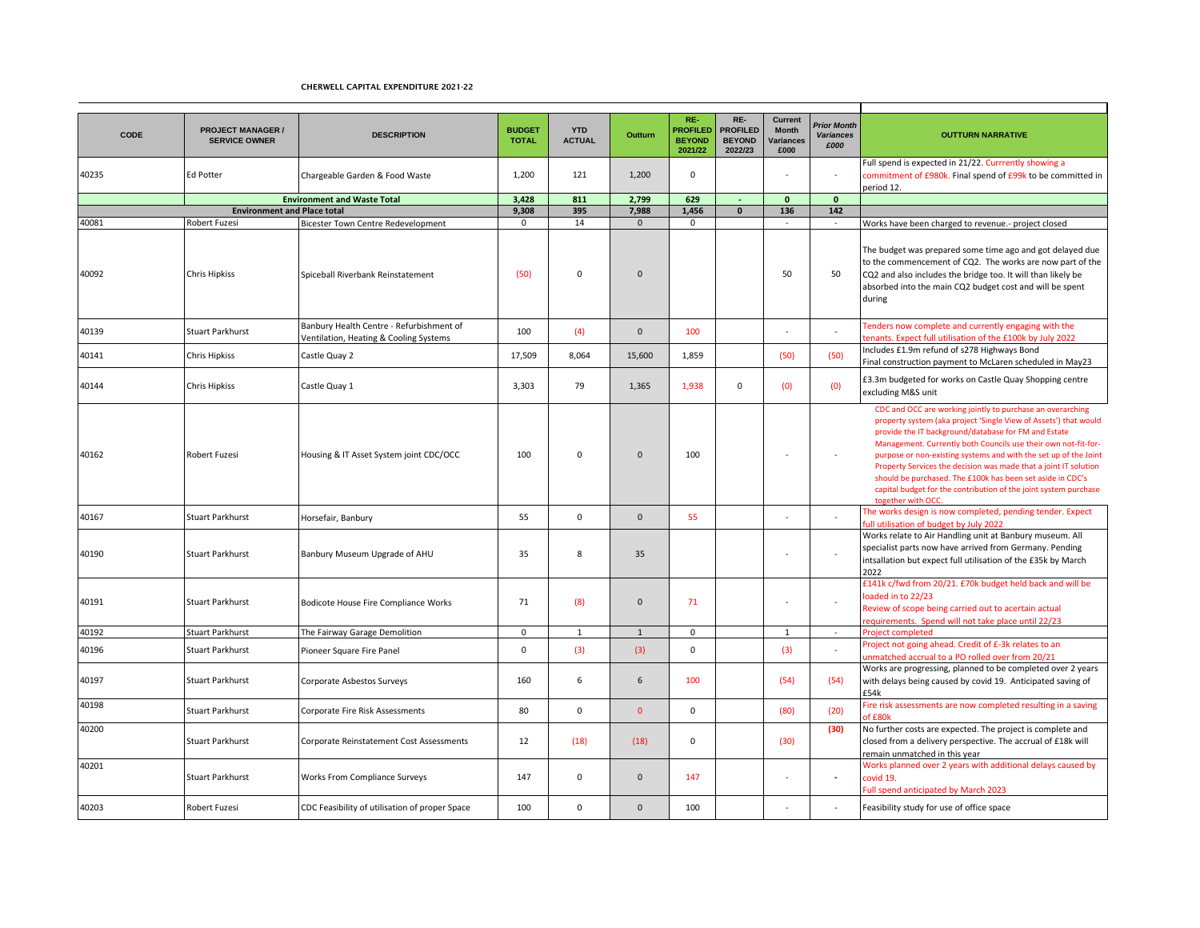CHERWELL CAPITAL EXPENDITURE 2021-22

| CODE | PROJECT MANAGER / SERVICE OWNER | DESCRIPTION | BUDGET TOTAL | YTD ACTUAL | Outturn | RE-PROFILED BEYOND 2021/22 | RE-PROFILED BEYOND 2022/23 | Current Month Variances £000 | Prior Month Variances £000 | OUTTURN NARRATIVE |
|---|---|---|---|---|---|---|---|---|---|---|
| 40235 | Ed Potter | Chargeable Garden & Food Waste | 1,200 | 121 | 1,200 | 0 | | - | - | Full spend is expected in 21/22. Currrently showing a commitment of £980k. Final spend of £99k to be committed in period 12. |
| | Environment and Waste Total | | 3,428 | 811 | 2,799 | 629 | - | 0 | 0 | |
| | Environment and Place total | | 9,308 | 395 | 7,988 | 1,456 | 0 | 136 | 142 | |
| 40081 | Robert Fuzesi | Bicester Town Centre Redevelopment | 0 | 14 | 0 | 0 | | - | - | Works have been charged to revenue.- project closed |
| 40092 | Chris Hipkiss | Spiceball Riverbank Reinstatement | (50) | 0 | 0 | | | 50 | 50 | The budget was prepared some time ago and got delayed due to the commencement of CQ2. The works are now part of the CQ2 and also includes the bridge too. It will than likely be absorbed into the main CQ2 budget cost and will be spent during |
| 40139 | Stuart Parkhurst | Banbury Health Centre - Refurbishment of Ventilation, Heating & Cooling Systems | 100 | (4) | 0 | 100 | | - | - | Tenders now complete and currently engaging with the tenants. Expect full utilisation of the £100k by July 2022 |
| 40141 | Chris Hipkiss | Castle Quay 2 | 17,509 | 8,064 | 15,600 | 1,859 | | (50) | (50) | Includes £1.9m refund of s278 Highways Bond<br>Final construction payment to McLaren scheduled in May23 |
| 40144 | Chris Hipkiss | Castle Quay 1 | 3,303 | 79 | 1,365 | 1,938 | 0 | (0) | (0) | £3.3m budgeted for works on Castle Quay Shopping centre excluding M&S unit |
| 40162 | Robert Fuzesi | Housing & IT Asset System joint CDC/OCC | 100 | 0 | 0 | 100 | | - | - | CDC and OCC are working jointly to purchase an overarching property system (aka project 'Single View of Assets') that would provide the IT background/database for FM and Estate Management. Currently both Councils use their own not-fit-for-purpose or non-existing systems and with the set up of the Joint Property Services the decision was made that a joint IT solution should be purchased. The £100k has been set aside in CDC's capital budget for the contribution of the joint system purchase together with OCC. |
| 40167 | Stuart Parkhurst | Horsefair, Banbury | 55 | 0 | 0 | 55 | | - | - | The works design is now completed, pending tender. Expect full utilisation of budget by July 2022 |
| 40190 | Stuart Parkhurst | Banbury Museum Upgrade of AHU | 35 | 8 | 35 | | | - | - | Works relate to Air Handling unit at Banbury museum. All specialist parts now have arrived from Germany. Pending intsallation but expect full utilisation of the £35k by March 2022 |
| 40191 | Stuart Parkhurst | Bodicote House Fire Compliance Works | 71 | (8) | 0 | 71 | | - | - | £141k c/fwd from 20/21. £70k budget held back and will be loaded in to 22/23<br>Review of scope being carried out to acertain actual requirements. Spend will not take place until 22/23 |
| 40192 | Stuart Parkhurst | The Fairway Garage Demolition | 0 | 1 | 1 | 0 | | 1 | - | Project completed |
| 40196 | Stuart Parkhurst | Pioneer Square Fire Panel | 0 | (3) | (3) | 0 | | (3) | - | Project not going ahead. Credit of £-3k relates to an unmatched accrual to a PO rolled over from 20/21 |
| 40197 | Stuart Parkhurst | Corporate Asbestos Surveys | 160 | 6 | 6 | 100 | | (54) | (54) | Works are progressing, planned to be completed over 2 years with delays being caused by covid 19. Anticipated saving of £54k |
| 40198 | Stuart Parkhurst | Corporate Fire Risk Assessments | 80 | 0 | 0 | 0 | | (80) | (20) | Fire risk assessments are now completed resulting in a saving of £80k |
| 40200 | Stuart Parkhurst | Corporate Reinstatement Cost Assessments | 12 | (18) | (18) | 0 | | (30) | (30) | No further costs are expected. The project is complete and closed from a delivery perspective. The accrual of £18k will remain unmatched in this year |
| 40201 | Stuart Parkhurst | Works From Compliance Surveys | 147 | 0 | 0 | 147 | | - | - | Works planned over 2 years with additional delays caused by covid 19.<br>Full spend anticipated by March 2023 |
| 40203 | Robert Fuzesi | CDC Feasibility of utilisation of proper Space | 100 | 0 | 0 | 100 | | - | - | Feasibility study for use of office space |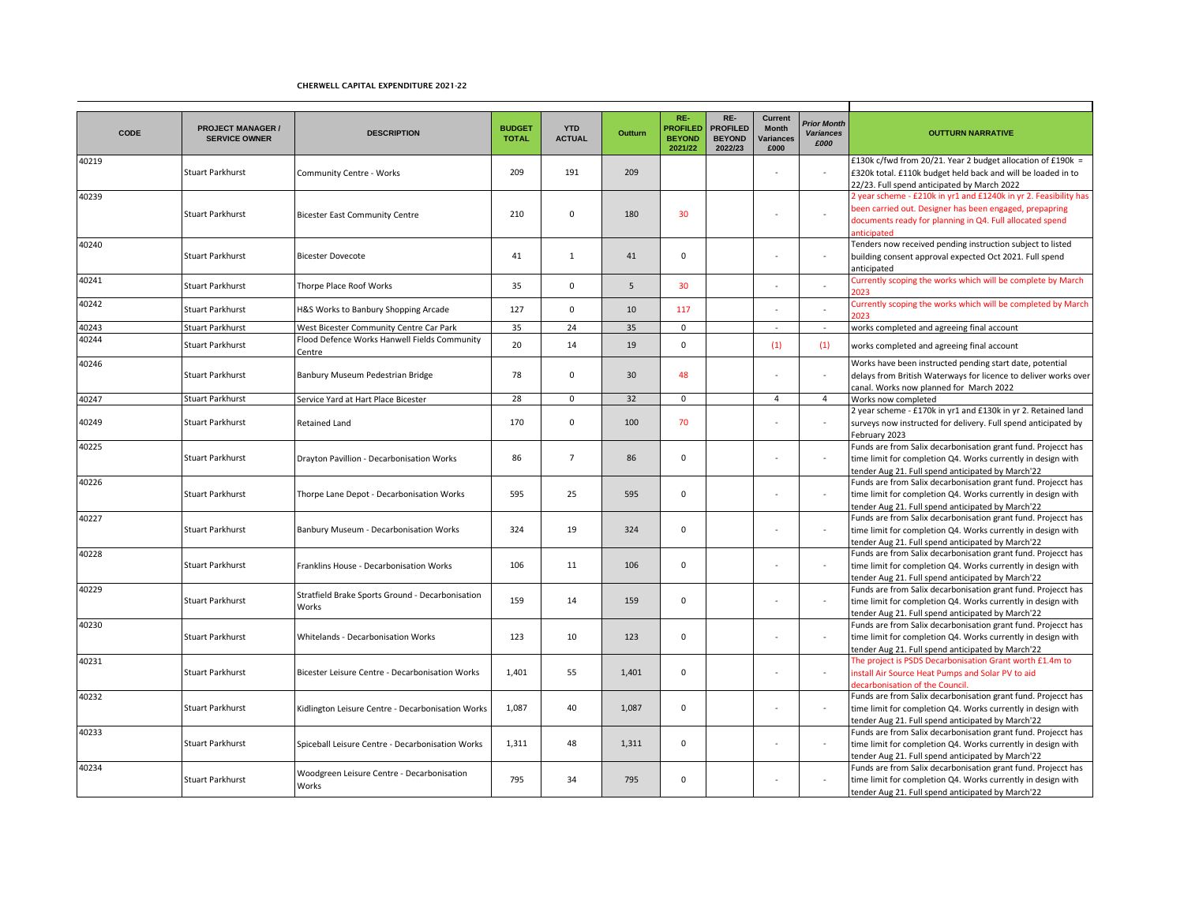CHERWELL CAPITAL EXPENDITURE 2021-22

| CODE | PROJECT MANAGER / SERVICE OWNER | DESCRIPTION | BUDGET TOTAL | YTD ACTUAL | Outturn | RE-PROFILED BEYOND 2021/22 | RE-PROFILED BEYOND 2022/23 | Current Month Variances £000 | *Prior Month Variances £000* | OUTTURN NARRATIVE |
|---|---|---|---|---|---|---|---|---|---|---|
| 40219 | Stuart Parkhurst | Community Centre - Works | 209 | 191 | 209 | | | - | - | £130k c/fwd from 20/21. Year 2 budget allocation of £190k = £320k total. £110k budget held back and will be loaded in to 22/23. Full spend anticipated by March 2022 |
| 40239 | Stuart Parkhurst | Bicester East Community Centre | 210 | 0 | 180 | 30 | | - | - | 2 year scheme - £210k in yr1 and £1240k in yr 2. Feasibility has been carried out. Designer has been engaged, prepapring documents ready for planning in Q4. Full allocated spend anticipated |
| 40240 | Stuart Parkhurst | Bicester Dovecote | 41 | 1 | 41 | 0 | | - | - | Tenders now received pending instruction subject to listed building consent approval expected Oct 2021. Full spend anticipated |
| 40241 | Stuart Parkhurst | Thorpe Place Roof Works | 35 | 0 | 5 | 30 | | - | - | Currently scoping the works which will be complete by March 2023 |
| 40242 | Stuart Parkhurst | H&S Works to Banbury Shopping Arcade | 127 | 0 | 10 | 117 | | - | - | Currently scoping the works which will be completed by March 2023 |
| 40243 | Stuart Parkhurst | West Bicester Community Centre Car Park | 35 | 24 | 35 | 0 | | - | - | works completed and agreeing final account |
| 40244 | Stuart Parkhurst | Flood Defence Works Hanwell Fields Community Centre | 20 | 14 | 19 | 0 | | (1) | (1) | works completed and agreeing final account |
| 40246 | Stuart Parkhurst | Banbury Museum Pedestrian Bridge | 78 | 0 | 30 | 48 | | - | - | Works have been instructed pending start date, potential delays from British Waterways for licence to deliver works over canal. Works now planned for March 2022 |
| 40247 | Stuart Parkhurst | Service Yard at Hart Place Bicester | 28 | 0 | 32 | 0 | | 4 | 4 | Works now completed |
| 40249 | Stuart Parkhurst | Retained Land | 170 | 0 | 100 | 70 | | - | - | 2 year scheme - £170k in yr1 and £130k in yr 2. Retained land surveys now instructed for delivery. Full spend anticipated by February 2023 |
| 40225 | Stuart Parkhurst | Drayton Pavillion - Decarbonisation Works | 86 | 7 | 86 | 0 | | - | - | Funds are from Salix decarbonisation grant fund. Projecct has time limit for completion Q4. Works currently in design with tender Aug 21. Full spend anticipated by March'22 |
| 40226 | Stuart Parkhurst | Thorpe Lane Depot - Decarbonisation Works | 595 | 25 | 595 | 0 | | - | - | Funds are from Salix decarbonisation grant fund. Projecct has time limit for completion Q4. Works currently in design with tender Aug 21. Full spend anticipated by March'22 |
| 40227 | Stuart Parkhurst | Banbury Museum - Decarbonisation Works | 324 | 19 | 324 | 0 | | - | - | Funds are from Salix decarbonisation grant fund. Projecct has time limit for completion Q4. Works currently in design with tender Aug 21. Full spend anticipated by March'22 |
| 40228 | Stuart Parkhurst | Franklins House - Decarbonisation Works | 106 | 11 | 106 | 0 | | - | - | Funds are from Salix decarbonisation grant fund. Projecct has time limit for completion Q4. Works currently in design with tender Aug 21. Full spend anticipated by March'22 |
| 40229 | Stuart Parkhurst | Stratfield Brake Sports Ground - Decarbonisation Works | 159 | 14 | 159 | 0 | | - | - | Funds are from Salix decarbonisation grant fund. Projecct has time limit for completion Q4. Works currently in design with tender Aug 21. Full spend anticipated by March'22 |
| 40230 | Stuart Parkhurst | Whitelands - Decarbonisation Works | 123 | 10 | 123 | 0 | | - | - | Funds are from Salix decarbonisation grant fund. Projecct has time limit for completion Q4. Works currently in design with tender Aug 21. Full spend anticipated by March'22 |
| 40231 | Stuart Parkhurst | Bicester Leisure Centre - Decarbonisation Works | 1,401 | 55 | 1,401 | 0 | | - | - | The project is PSDS Decarbonisation Grant worth £1.4m to install Air Source Heat Pumps and Solar PV to aid decarbonisation of the Council. |
| 40232 | Stuart Parkhurst | Kidlington Leisure Centre - Decarbonisation Works | 1,087 | 40 | 1,087 | 0 | | - | - | Funds are from Salix decarbonisation grant fund. Projecct has time limit for completion Q4. Works currently in design with tender Aug 21. Full spend anticipated by March'22 |
| 40233 | Stuart Parkhurst | Spiceball Leisure Centre - Decarbonisation Works | 1,311 | 48 | 1,311 | 0 | | - | - | Funds are from Salix decarbonisation grant fund. Projecct has time limit for completion Q4. Works currently in design with tender Aug 21. Full spend anticipated by March'22 |
| 40234 | Stuart Parkhurst | Woodgreen Leisure Centre - Decarbonisation Works | 795 | 34 | 795 | 0 | | - | - | Funds are from Salix decarbonisation grant fund. Projecct has time limit for completion Q4. Works currently in design with tender Aug 21. Full spend anticipated by March'22 |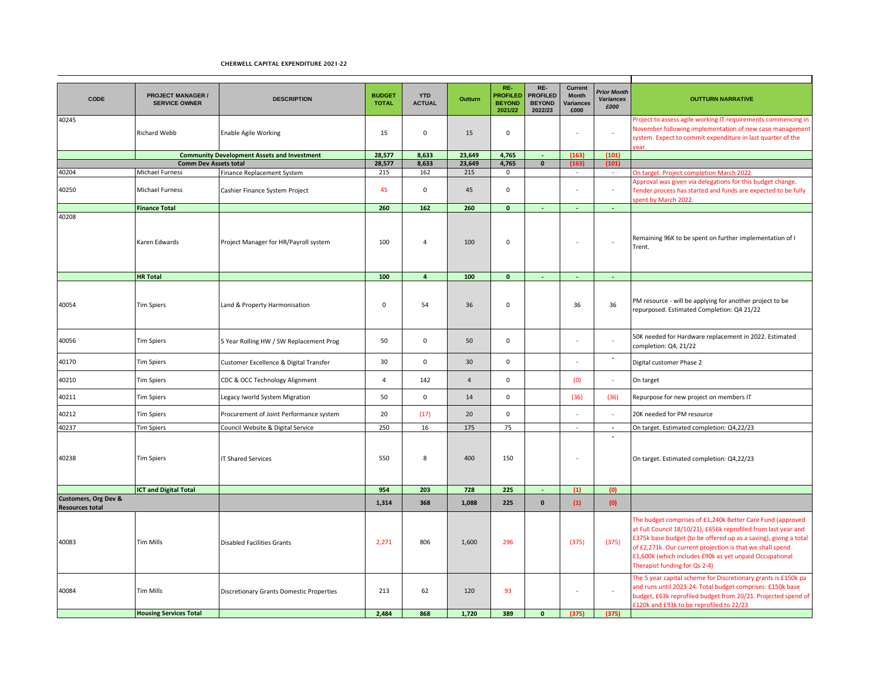CHERWELL CAPITAL EXPENDITURE 2021-22

| CODE | PROJECT MANAGER / SERVICE OWNER | DESCRIPTION | BUDGET TOTAL | YTD ACTUAL | Outturn | RE-PROFILED BEYOND 2021/22 | RE-PROFILED BEYOND 2022/23 | Current Month Variances £000 | *Prior Month Variances £000* | OUTTURN NARRATIVE |
|---|---|---|---|---|---|---|---|---|---|---|
| 40245 | Richard Webb | Enable Agile Working | 15 | 0 | 15 | 0 | | - | - | Project to assess agile working IT requirements commencing in November following implementation of new case management system. Expect to commit expenditure in last quarter of the year. |
| | **Community Development Assets and Investment** | | **28,577** | **8,633** | **23,649** | **4,765** | **-** | **(163)** | **(101)** | |
| | **Comm Dev Assets total** | | **28,577** | **8,633** | **23,649** | **4,765** | **0** | **(163)** | **(101)** | |
| 40204 | Michael Furness | Finance Replacement System | 215 | 162 | 215 | 0 | | - | - | On target. Project completion March 2022 |
| 40250 | Michael Furness | Cashier Finance System Project | 45 | 0 | 45 | 0 | | - | - | Approval was given via delegations for this budget change. Tender process has started and funds are expected to be fully spent by March 2022. |
| | **Finance Total** | | **260** | **162** | **260** | **0** | **-** | **-** | **-** | |
| 40208 | Karen Edwards | Project Manager for HR/Payroll system | 100 | 4 | 100 | 0 | | - | - | Remaining 96K to be spent on further implementation of I Trent. |
| | **HR Total** | | **100** | **4** | **100** | **0** | **-** | **-** | **-** | |
| 40054 | Tim Spiers | Land & Property Harmonisation | 0 | 54 | 36 | 0 | | 36 | 36 | PM resource - will be applying for another project to be repurposed. Estimated Completion: Q4 21/22 |
| 40056 | Tim Spiers | 5 Year Rolling HW / SW Replacement Prog | 50 | 0 | 50 | 0 | | - | - | 50K needed for Hardware replacement in 2022. Estimated completion: Q4, 21/22 |
| 40170 | Tim Spiers | Customer Excellence & Digital Transfer | 30 | 0 | 30 | 0 | | - | - | Digital customer Phase 2 |
| 40210 | Tim Spiers | CDC & OCC Technology Alignment | 4 | 142 | 4 | 0 | | (0) | - | On target |
| 40211 | Tim Spiers | Legacy Iworld System Migration | 50 | 0 | 14 | 0 | | (36) | (36) | Repurpose for new project on members IT |
| 40212 | Tim Spiers | Procurement of Joint Performance system | 20 | (17) | 20 | 0 | | - | - | 20K needed for PM resource |
| 40237 | Tim Spiers | Council Website & Digital Service | 250 | 16 | 175 | 75 | | - | - | On target. Estimated completion: Q4,22/23 |
| 40238 | Tim Spiers | IT Shared Services | 550 | 8 | 400 | 150 | | - | - | On target. Estimated completion: Q4,22/23 |
| | **ICT and Digital Total** | | **954** | **203** | **728** | **225** | **-** | **(1)** | **(0)** | |
| **Customers, Org Dev & Resources total** | | | **1,314** | **368** | **1,088** | **225** | **0** | **(1)** | **(0)** | |
| 40083 | Tim Mills | Disabled Facilities Grants | 2,271 | 806 | 1,600 | 296 | | (375) | (375) | The budget comprises of £1,240k Better Care Fund (approved at Full Council 18/10/21), £656k reprofiled from last year and £375k base budget (to be offered up as a saving), giving a total of £2,271k. Our current projection is that we shall spend £1,600k (which includes £90k as yet unpaid Occupational Therapist funding for Qs 2-4) |
| 40084 | Tim Mills | Discretionary Grants Domestic Properties | 213 | 62 | 120 | 93 | | - | - | The 5 year capital scheme for Discretionary grants is £150k pa and runs until 2023-24. Total budget comprises: £150k base budget, £63k reprofiled budget from 20/21. Projected spend of £120k and £93k to be reprofiled to 22/23 |
| | **Housing Services Total** | | **2,484** | **868** | **1,720** | **389** | **0** | **(375)** | **(375)** | |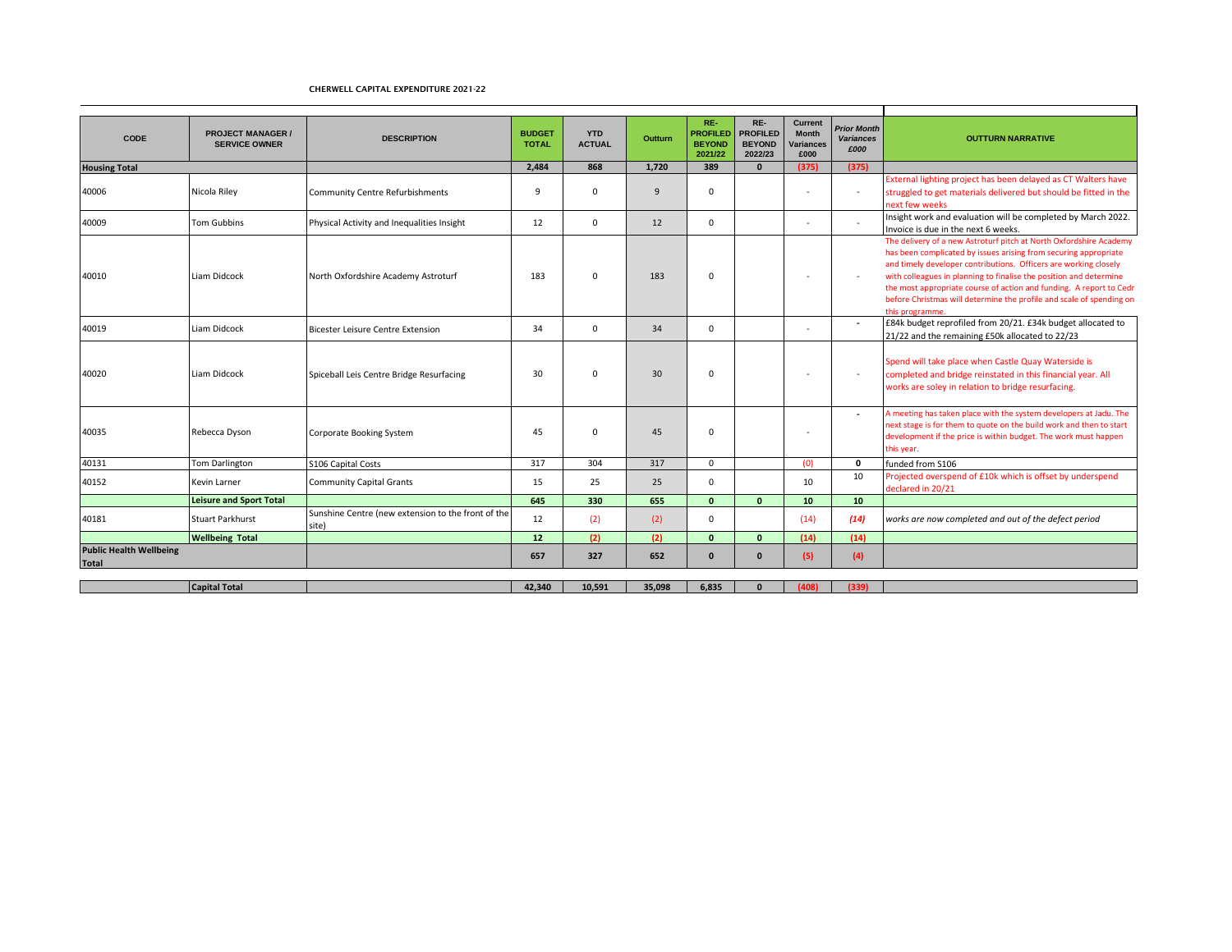CHERWELL CAPITAL EXPENDITURE 2021-22

| CODE | PROJECT MANAGER / SERVICE OWNER | DESCRIPTION | BUDGET TOTAL | YTD ACTUAL | Outturn | RE-PROFILED BEYOND 2021/22 | RE-PROFILED BEYOND 2022/23 | Current Month Variances £000 | Prior Month Variances £000 | OUTTURN NARRATIVE |
|---|---|---|---|---|---|---|---|---|---|---|
| **Housing Total** | | | **2,484** | **868** | **1,720** | **389** | **0** | **(375)** | **(375)** | |
| 40006 | Nicola Riley | Community Centre Refurbishments | 9 | 0 | 9 | 0 | | - | - | External lighting project has been delayed as CT Walters have struggled to get materials delivered but should be fitted in the next few weeks |
| 40009 | Tom Gubbins | Physical Activity and Inequalities Insight | 12 | 0 | 12 | 0 | | - | - | Insight work and evaluation will be completed by March 2022. Invoice is due in the next 6 weeks. |
| 40010 | Liam Didcock | North Oxfordshire Academy Astroturf | 183 | 0 | 183 | 0 | | - | - | The delivery of a new Astroturf pitch at North Oxfordshire Academy has been complicated by issues arising from securing appropriate and timely developer contributions. Officers are working closely with colleagues in planning to finalise the position and determine the most appropriate course of action and funding. A report to Cedr before Christmas will determine the profile and scale of spending on this programme. |
| 40019 | Liam Didcock | Bicester Leisure Centre Extension | 34 | 0 | 34 | 0 | | - | - | £84k budget reprofiled from 20/21. £34k budget allocated to 21/22 and the remaining £50k allocated to 22/23 |
| 40020 | Liam Didcock | Spiceball Leis Centre Bridge Resurfacing | 30 | 0 | 30 | 0 | | - | - | Spend will take place when Castle Quay Waterside is completed and bridge reinstated in this financial year. All works are soley in relation to bridge resurfacing. |
| 40035 | Rebecca Dyson | Corporate Booking System | 45 | 0 | 45 | 0 | | - | - | A meeting has taken place with the system developers at Jadu. The next stage is for them to quote on the build work and then to start development if the price is within budget. The work must happen this year. |
| 40131 | Tom Darlington | S106 Capital Costs | 317 | 304 | 317 | 0 | | (0) | 0 | funded from S106 |
| 40152 | Kevin Larner | Community Capital Grants | 15 | 25 | 25 | 0 | | 10 | 10 | Projected overspend of £10k which is offset by underspend declared in 20/21 |
| | **Leisure and Sport Total** | | **645** | **330** | **655** | **0** | **0** | **10** | **10** | |
| 40181 | Stuart Parkhurst | Sunshine Centre (new extension to the front of the site) | 12 | (2) | (2) | 0 | | (14) | *(14)* | *works are now completed and out of the defect period* |
| | **Wellbeing Total** | | **12** | **(2)** | **(2)** | **0** | **0** | **(14)** | **(14)** | |
| **Public Health Wellbeing Total** | | | **657** | **327** | **652** | **0** | **0** | **(5)** | **(4)** | |
| | **Capital Total** | | **42,340** | **10,591** | **35,098** | **6,835** | **0** | **(408)** | **(339)** | |